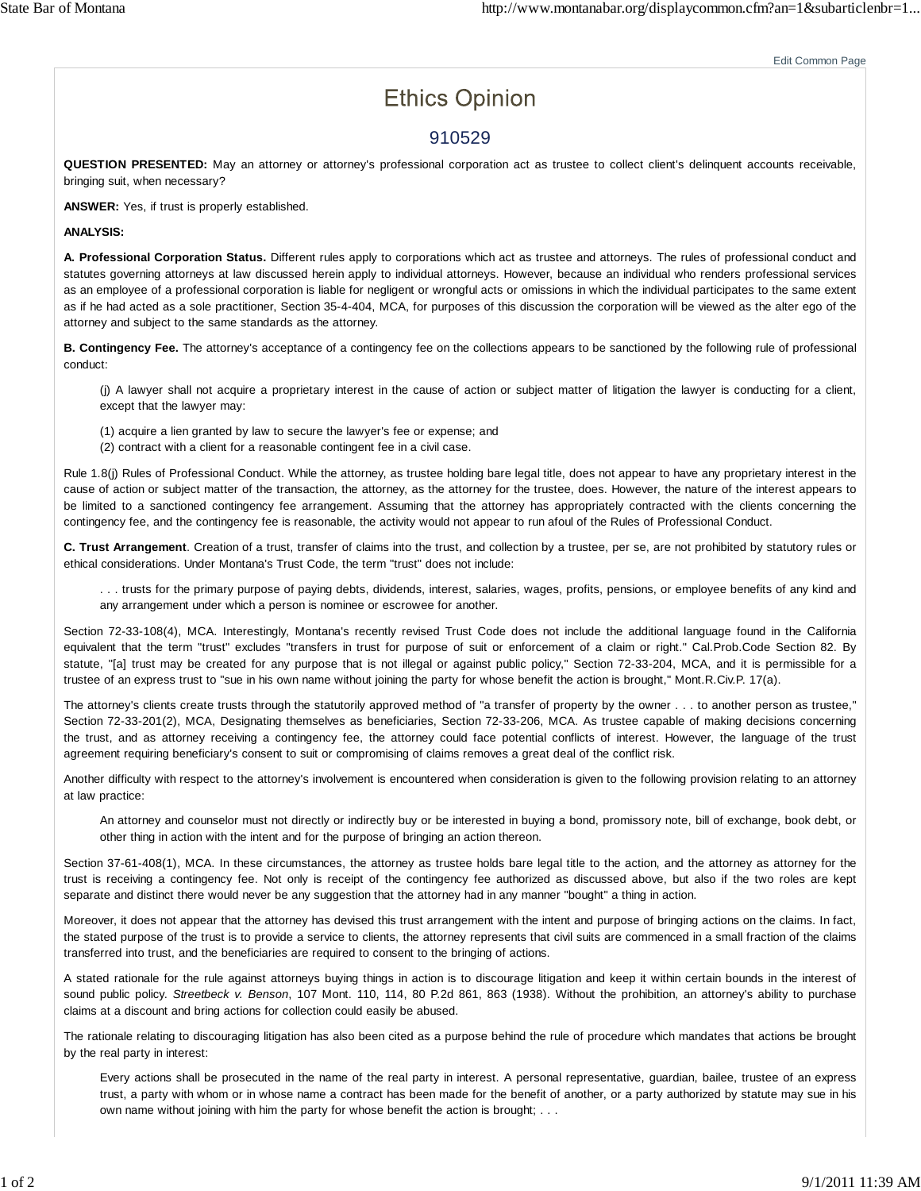# Ethics Opinion

## 910529

**QUESTION PRESENTED:** May an attorney or attorney's professional corporation act as trustee to collect client's delinquent accounts receivable, bringing suit, when necessary?

**ANSWER:** Yes, if trust is properly established.

**ANALYSIS:**

**A. Professional Corporation Status.** Different rules apply to corporations which act as trustee and attorneys. The rules of professional conduct and statutes governing attorneys at law discussed herein apply to individual attorneys. However, because an individual who renders professional services as an employee of a professional corporation is liable for negligent or wrongful acts or omissions in which the individual participates to the same extent as if he had acted as a sole practitioner, Section 35-4-404, MCA, for purposes of this discussion the corporation will be viewed as the alter ego of the attorney and subject to the same standards as the attorney.

**B. Contingency Fee.** The attorney's acceptance of a contingency fee on the collections appears to be sanctioned by the following rule of professional conduct:

> (j) A lawyer shall not acquire a proprietary interest in the cause of action or subject matter of litigation the lawyer is conducting for a client, except that the lawyer may:
>
> (1) acquire a lien granted by law to secure the lawyer's fee or expense; and
> (2) contract with a client for a reasonable contingent fee in a civil case.

Rule 1.8(j) Rules of Professional Conduct. While the attorney, as trustee holding bare legal title, does not appear to have any proprietary interest in the cause of action or subject matter of the transaction, the attorney, as the attorney for the trustee, does. However, the nature of the interest appears to be limited to a sanctioned contingency fee arrangement. Assuming that the attorney has appropriately contracted with the clients concerning the contingency fee, and the contingency fee is reasonable, the activity would not appear to run afoul of the Rules of Professional Conduct.

**C. Trust Arrangement**. Creation of a trust, transfer of claims into the trust, and collection by a trustee, per se, are not prohibited by statutory rules or ethical considerations. Under Montana's Trust Code, the term "trust" does not include:

> . . . trusts for the primary purpose of paying debts, dividends, interest, salaries, wages, profits, pensions, or employee benefits of any kind and any arrangement under which a person is nominee or escrowee for another.

Section 72-33-108(4), MCA. Interestingly, Montana's recently revised Trust Code does not include the additional language found in the California equivalent that the term "trust" excludes "transfers in trust for purpose of suit or enforcement of a claim or right." Cal.Prob.Code Section 82. By statute, "[a] trust may be created for any purpose that is not illegal or against public policy," Section 72-33-204, MCA, and it is permissible for a trustee of an express trust to "sue in his own name without joining the party for whose benefit the action is brought," Mont.R.Civ.P. 17(a).

The attorney's clients create trusts through the statutorily approved method of "a transfer of property by the owner . . . to another person as trustee," Section 72-33-201(2), MCA, Designating themselves as beneficiaries, Section 72-33-206, MCA. As trustee capable of making decisions concerning the trust, and as attorney receiving a contingency fee, the attorney could face potential conflicts of interest. However, the language of the trust agreement requiring beneficiary's consent to suit or compromising of claims removes a great deal of the conflict risk.

Another difficulty with respect to the attorney's involvement is encountered when consideration is given to the following provision relating to an attorney at law practice:

> An attorney and counselor must not directly or indirectly buy or be interested in buying a bond, promissory note, bill of exchange, book debt, or other thing in action with the intent and for the purpose of bringing an action thereon.

Section 37-61-408(1), MCA. In these circumstances, the attorney as trustee holds bare legal title to the action, and the attorney as attorney for the trust is receiving a contingency fee. Not only is receipt of the contingency fee authorized as discussed above, but also if the two roles are kept separate and distinct there would never be any suggestion that the attorney had in any manner "bought" a thing in action.

Moreover, it does not appear that the attorney has devised this trust arrangement with the intent and purpose of bringing actions on the claims. In fact, the stated purpose of the trust is to provide a service to clients, the attorney represents that civil suits are commenced in a small fraction of the claims transferred into trust, and the beneficiaries are required to consent to the bringing of actions.

A stated rationale for the rule against attorneys buying things in action is to discourage litigation and keep it within certain bounds in the interest of sound public policy. *Streetbeck v. Benson*, 107 Mont. 110, 114, 80 P.2d 861, 863 (1938). Without the prohibition, an attorney's ability to purchase claims at a discount and bring actions for collection could easily be abused.

The rationale relating to discouraging litigation has also been cited as a purpose behind the rule of procedure which mandates that actions be brought by the real party in interest:

> Every actions shall be prosecuted in the name of the real party in interest. A personal representative, guardian, bailee, trustee of an express trust, a party with whom or in whose name a contract has been made for the benefit of another, or a party authorized by statute may sue in his own name without joining with him the party for whose benefit the action is brought; . . .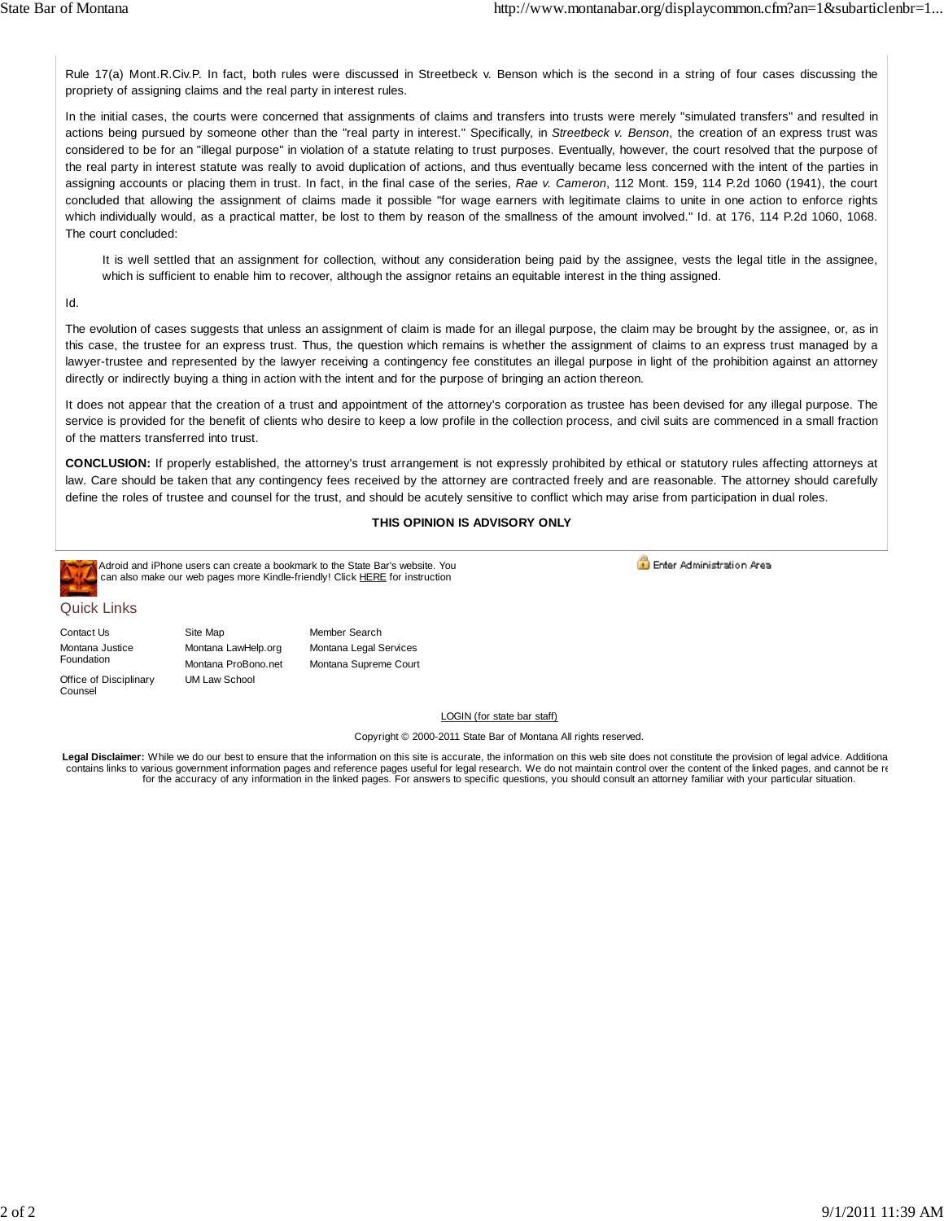Rule 17(a) Mont.R.Civ.P. In fact, both rules were discussed in Streetbeck v. Benson which is the second in a string of four cases discussing the propriety of assigning claims and the real party in interest rules.

In the initial cases, the courts were concerned that assignments of claims and transfers into trusts were merely "simulated transfers" and resulted in actions being pursued by someone other than the "real party in interest." Specifically, in *Streetbeck v. Benson*, the creation of an express trust was considered to be for an "illegal purpose" in violation of a statute relating to trust purposes. Eventually, however, the court resolved that the purpose of the real party in interest statute was really to avoid duplication of actions, and thus eventually became less concerned with the intent of the parties in assigning accounts or placing them in trust. In fact, in the final case of the series, *Rae v. Cameron*, 112 Mont. 159, 114 P.2d 1060 (1941), the court concluded that allowing the assignment of claims made it possible "for wage earners with legitimate claims to unite in one action to enforce rights which individually would, as a practical matter, be lost to them by reason of the smallness of the amount involved." Id. at 176, 114 P.2d 1060, 1068. The court concluded:

> It is well settled that an assignment for collection, without any consideration being paid by the assignee, vests the legal title in the assignee, which is sufficient to enable him to recover, although the assignor retains an equitable interest in the thing assigned.

Id.

The evolution of cases suggests that unless an assignment of claim is made for an illegal purpose, the claim may be brought by the assignee, or, as in this case, the trustee for an express trust. Thus, the question which remains is whether the assignment of claims to an express trust managed by a lawyer-trustee and represented by the lawyer receiving a contingency fee constitutes an illegal purpose in light of the prohibition against an attorney directly or indirectly buying a thing in action with the intent and for the purpose of bringing an action thereon.

It does not appear that the creation of a trust and appointment of the attorney's corporation as trustee has been devised for any illegal purpose. The service is provided for the benefit of clients who desire to keep a low profile in the collection process, and civil suits are commenced in a small fraction of the matters transferred into trust.

**CONCLUSION:** If properly established, the attorney's trust arrangement is not expressly prohibited by ethical or statutory rules affecting attorneys at law. Care should be taken that any contingency fees received by the attorney are contracted freely and are reasonable. The attorney should carefully define the roles of trustee and counsel for the trust, and should be acutely sensitive to conflict which may arise from participation in dual roles.

**THIS OPINION IS ADVISORY ONLY**

Adroid and iPhone users can create a bookmark to the State Bar's website. You can also make our web pages more Kindle-friendly! Click HERE for instruction

Enter Administration Area

## Quick Links

| | | |
|---|---|---|
| Contact Us | Site Map | Member Search |
| Montana Justice Foundation | Montana LawHelp.org | Montana Legal Services |
| | Montana ProBono.net | Montana Supreme Court |
| Office of Disciplinary Counsel | UM Law School | |

LOGIN (for state bar staff)

Copyright © 2000-2011 State Bar of Montana All rights reserved.

**Legal Disclaimer:** While we do our best to ensure that the information on this site is accurate, the information on this web site does not constitute the provision of legal advice. Additiona contains links to various government information pages and reference pages useful for legal research. We do not maintain control over the content of the linked pages, and cannot be re for the accuracy of any information in the linked pages. For answers to specific questions, you should consult an attorney familiar with your particular situation.